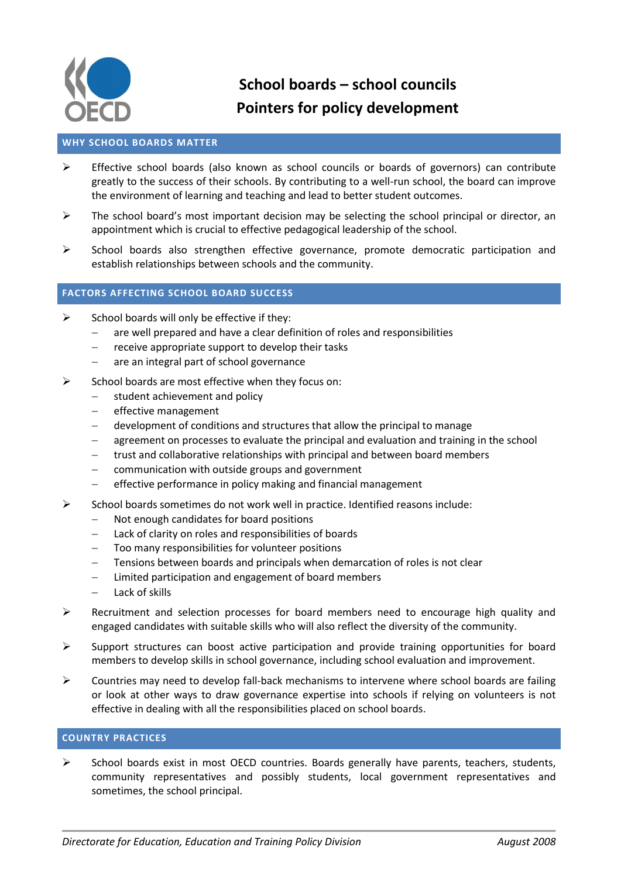# School boards – school councils
# Pointers for policy development

## WHY SCHOOL BOARDS MATTER

- Effective school boards (also known as school councils or boards of governors) can contribute greatly to the success of their schools. By contributing to a well-run school, the board can improve the environment of learning and teaching and lead to better student outcomes.
- The school board's most important decision may be selecting the school principal or director, an appointment which is crucial to effective pedagogical leadership of the school.
- School boards also strengthen effective governance, promote democratic participation and establish relationships between schools and the community.

## FACTORS AFFECTING SCHOOL BOARD SUCCESS

- School boards will only be effective if they:
  - are well prepared and have a clear definition of roles and responsibilities
  - receive appropriate support to develop their tasks
  - are an integral part of school governance
- School boards are most effective when they focus on:
  - student achievement and policy
  - effective management
  - development of conditions and structures that allow the principal to manage
  - agreement on processes to evaluate the principal and evaluation and training in the school
  - trust and collaborative relationships with principal and between board members
  - communication with outside groups and government
  - effective performance in policy making and financial management
- School boards sometimes do not work well in practice. Identified reasons include:
  - Not enough candidates for board positions
  - Lack of clarity on roles and responsibilities of boards
  - Too many responsibilities for volunteer positions
  - Tensions between boards and principals when demarcation of roles is not clear
  - Limited participation and engagement of board members
  - Lack of skills
- Recruitment and selection processes for board members need to encourage high quality and engaged candidates with suitable skills who will also reflect the diversity of the community.
- Support structures can boost active participation and provide training opportunities for board members to develop skills in school governance, including school evaluation and improvement.
- Countries may need to develop fall-back mechanisms to intervene where school boards are failing or look at other ways to draw governance expertise into schools if relying on volunteers is not effective in dealing with all the responsibilities placed on school boards.

## COUNTRY PRACTICES

- School boards exist in most OECD countries. Boards generally have parents, teachers, students, community representatives and possibly students, local government representatives and sometimes, the school principal.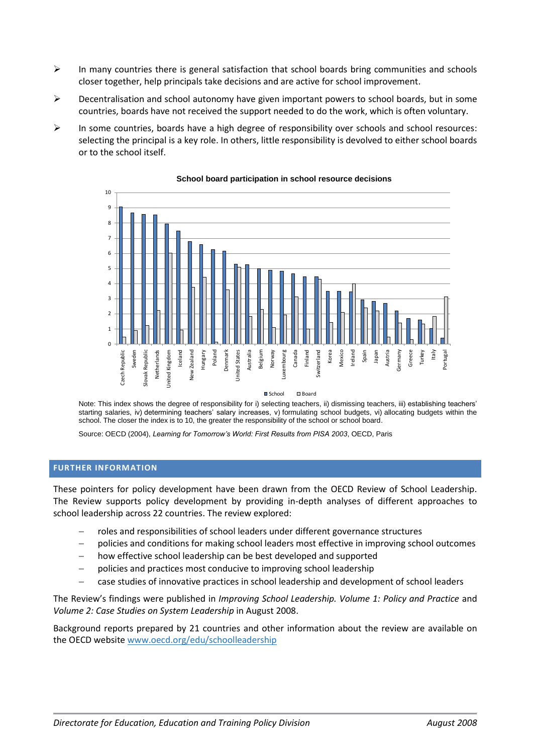- In many countries there is general satisfaction that school boards bring communities and schools closer together, help principals take decisions and are active for school improvement.
- Decentralisation and school autonomy have given important powers to school boards, but in some countries, boards have not received the support needed to do the work, which is often voluntary.
- In some countries, boards have a high degree of responsibility over schools and school resources: selecting the principal is a key role. In others, little responsibility is devolved to either school boards or to the school itself.

**School board participation in school resource decisions**

10
9
8
7
6
5
4
3
2
1
0

Czech Republic, Sweden, Slovak Republic, Netherlands, United Kingdom, Iceland, New Zealand, Hungary, Poland, Denmark, United States, Australia, Belgium, Norway, Luxembourg, Canada, Finland, Switzerland, Korea, Mexico, Ireland, Spain, Japan, Austria, Germany, Greece, Turkey, Italy, Portugal

School
Board

Note: This index shows the degree of responsibility for i) selecting teachers, ii) dismissing teachers, iii) establishing teachers' starting salaries, iv) determining teachers' salary increases, v) formulating school budgets, vi) allocating budgets within the school. The closer the index is to 10, the greater the responsibility of the school or school board.

Source: OECD (2004), *Learning for Tomorrow's World: First Results from PISA 2003*, OECD, Paris

## FURTHER INFORMATION

These pointers for policy development have been drawn from the OECD Review of School Leadership. The Review supports policy development by providing in-depth analyses of different approaches to school leadership across 22 countries. The review explored:

- roles and responsibilities of school leaders under different governance structures
- policies and conditions for making school leaders most effective in improving school outcomes
- how effective school leadership can be best developed and supported
- policies and practices most conducive to improving school leadership
- case studies of innovative practices in school leadership and development of school leaders

The Review's findings were published in *Improving School Leadership. Volume 1: Policy and Practice* and *Volume 2: Case Studies on System Leadership* in August 2008.

Background reports prepared by 21 countries and other information about the review are available on the OECD website [www.oecd.org/edu/schoolleadership](http://www.oecd.org/edu/schoolleadership)